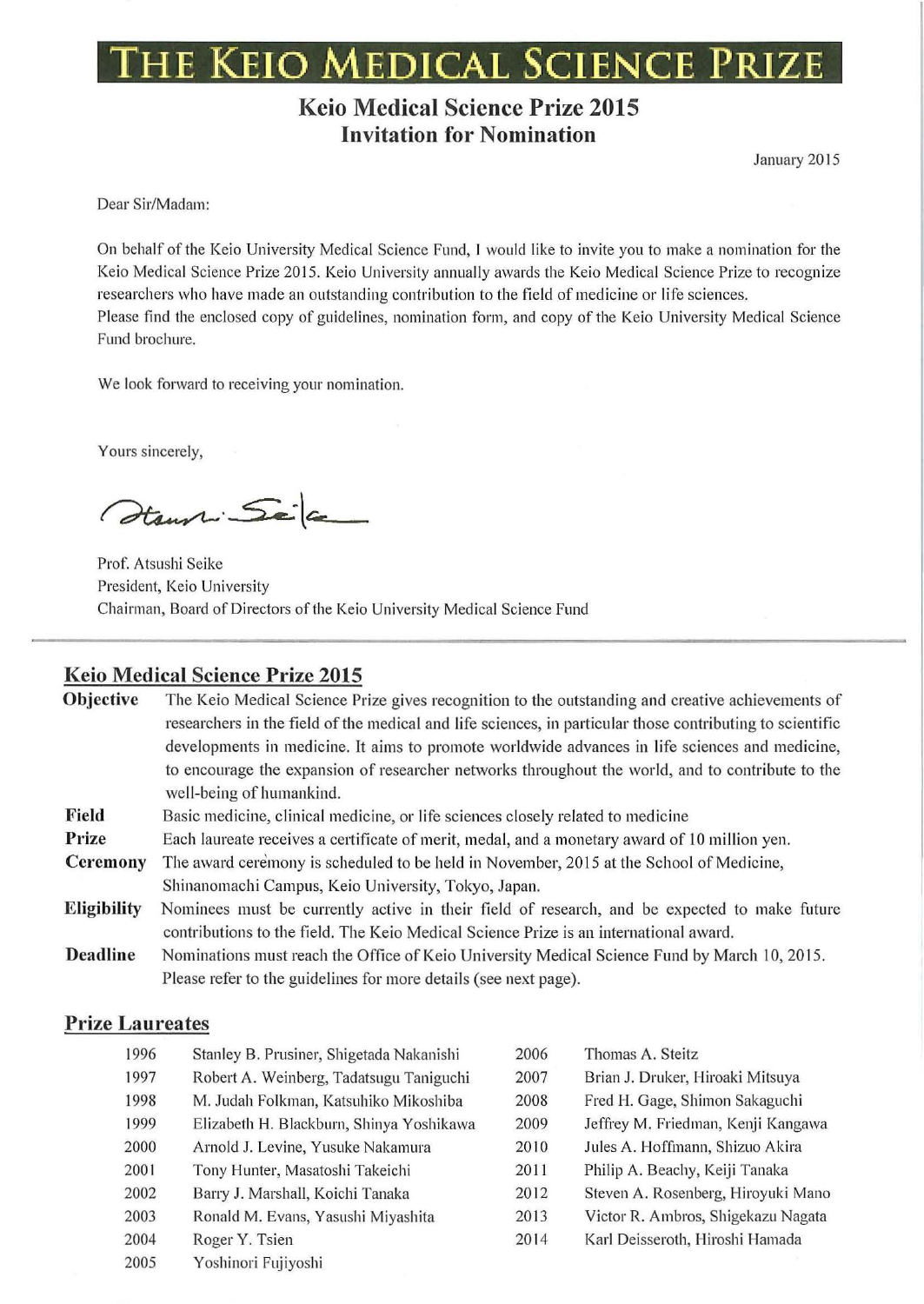# THE KEIO MEDICAL SCIENCE PRIZE

## Keio Medical Science Prize 2015
## Invitation for Nomination

January 2015

Dear Sir/Madam:

On behalf of the Keio University Medical Science Fund, I would like to invite you to make a nomination for the Keio Medical Science Prize 2015. Keio University annually awards the Keio Medical Science Prize to recognize researchers who have made an outstanding contribution to the field of medicine or life sciences.
Please find the enclosed copy of guidelines, nomination form, and copy of the Keio University Medical Science Fund brochure.

We look forward to receiving your nomination.

Yours sincerely,

Prof. Atsushi Seike
President, Keio University
Chairman, Board of Directors of the Keio University Medical Science Fund

---

## Keio Medical Science Prize 2015

**Objective** The Keio Medical Science Prize gives recognition to the outstanding and creative achievements of researchers in the field of the medical and life sciences, in particular those contributing to scientific developments in medicine. It aims to promote worldwide advances in life sciences and medicine, to encourage the expansion of researcher networks throughout the world, and to contribute to the well-being of humankind.

**Field** Basic medicine, clinical medicine, or life sciences closely related to medicine

**Prize** Each laureate receives a certificate of merit, medal, and a monetary award of 10 million yen.

**Ceremony** The award ceremony is scheduled to be held in November, 2015 at the School of Medicine, Shinanomachi Campus, Keio University, Tokyo, Japan.

**Eligibility** Nominees must be currently active in their field of research, and be expected to make future contributions to the field. The Keio Medical Science Prize is an international award.

**Deadline** Nominations must reach the Office of Keio University Medical Science Fund by March 10, 2015. Please refer to the guidelines for more details (see next page).

## Prize Laureates

| Year | Laureates |
|---|---|
| 1996 | Stanley B. Prusiner, Shigetada Nakanishi |
| 1997 | Robert A. Weinberg, Tadatsugu Taniguchi |
| 1998 | M. Judah Folkman, Katsuhiko Mikoshiba |
| 1999 | Elizabeth H. Blackburn, Shinya Yoshikawa |
| 2000 | Arnold J. Levine, Yusuke Nakamura |
| 2001 | Tony Hunter, Masatoshi Takeichi |
| 2002 | Barry J. Marshall, Koichi Tanaka |
| 2003 | Ronald M. Evans, Yasushi Miyashita |
| 2004 | Roger Y. Tsien |
| 2005 | Yoshinori Fujiyoshi |
| 2006 | Thomas A. Steitz |
| 2007 | Brian J. Druker, Hiroaki Mitsuya |
| 2008 | Fred H. Gage, Shimon Sakaguchi |
| 2009 | Jeffrey M. Friedman, Kenji Kangawa |
| 2010 | Jules A. Hoffmann, Shizuo Akira |
| 2011 | Philip A. Beachy, Keiji Tanaka |
| 2012 | Steven A. Rosenberg, Hiroyuki Mano |
| 2013 | Victor R. Ambros, Shigekazu Nagata |
| 2014 | Karl Deisseroth, Hiroshi Hamada |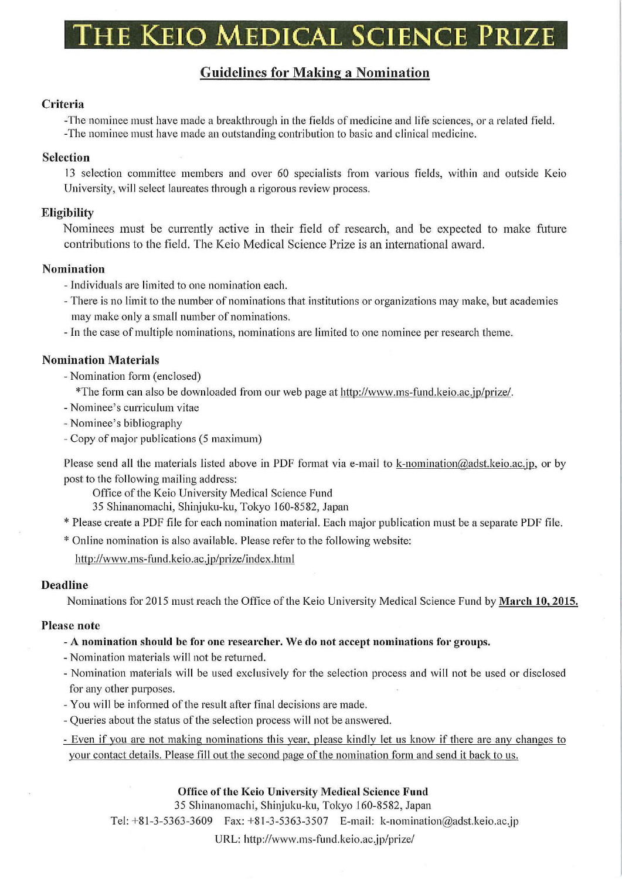# THE KEIO MEDICAL SCIENCE PRIZE

## Guidelines for Making a Nomination

### Criteria

-The nominee must have made a breakthrough in the fields of medicine and life sciences, or a related field.
-The nominee must have made an outstanding contribution to basic and clinical medicine.

### Selection

13 selection committee members and over 60 specialists from various fields, within and outside Keio University, will select laureates through a rigorous review process.

### Eligibility

Nominees must be currently active in their field of research, and be expected to make future contributions to the field. The Keio Medical Science Prize is an international award.

### Nomination

- Individuals are limited to one nomination each.
- There is no limit to the number of nominations that institutions or organizations may make, but academies may make only a small number of nominations.
- In the case of multiple nominations, nominations are limited to one nominee per research theme.

### Nomination Materials

- Nomination form (enclosed)
  *The form can also be downloaded from our web page at http://www.ms-fund.keio.ac.jp/prize/.
- Nominee's curriculum vitae
- Nominee's bibliography
- Copy of major publications (5 maximum)

Please send all the materials listed above in PDF format via e-mail to k-nomination@adst.keio.ac.jp, or by post to the following mailing address:

Office of the Keio University Medical Science Fund
35 Shinanomachi, Shinjuku-ku, Tokyo 160-8582, Japan

\* Please create a PDF file for each nomination material. Each major publication must be a separate PDF file.

\* Online nomination is also available. Please refer to the following website:
http://www.ms-fund.keio.ac.jp/prize/index.html

### Deadline

Nominations for 2015 must reach the Office of the Keio University Medical Science Fund by **March 10, 2015.**

### Please note

- **A nomination should be for one researcher. We do not accept nominations for groups.**
- Nomination materials will not be returned.
- Nomination materials will be used exclusively for the selection process and will not be used or disclosed for any other purposes.
- You will be informed of the result after final decisions are made.
- Queries about the status of the selection process will not be answered.
- Even if you are not making nominations this year, please kindly let us know if there are any changes to your contact details. Please fill out the second page of the nomination form and send it back to us.

**Office of the Keio University Medical Science Fund**
35 Shinanomachi, Shinjuku-ku, Tokyo 160-8582, Japan
Tel: +81-3-5363-3609 Fax: +81-3-5363-3507 E-mail: k-nomination@adst.keio.ac.jp
URL: http://www.ms-fund.keio.ac.jp/prize/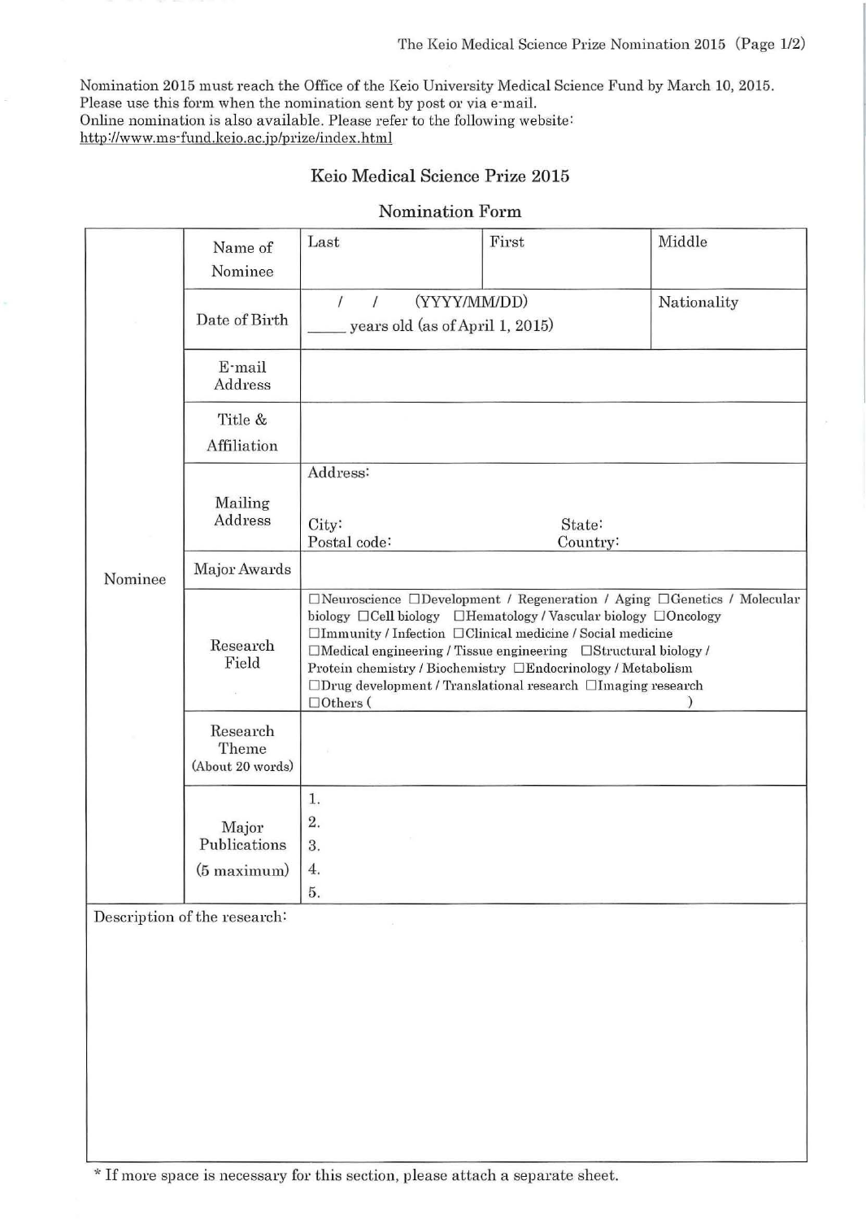Nomination 2015 must reach the Office of the Keio University Medical Science Fund by March 10, 2015.
Please use this form when the nomination sent by post or via e-mail.
Online nomination is also available. Please refer to the following website:
http://www.ms-fund.keio.ac.jp/prize/index.html

## Keio Medical Science Prize 2015

### Nomination Form

| | | | | |
|---|---|---|---|---|
| Nominee | Name of Nominee | Last | First | Middle |
| | Date of Birth | / / (YYYY/MM/DD)<br>_____ years old (as of April 1, 2015) | | Nationality |
| | E-mail Address | | | |
| | Title & Affiliation | | | |
| | Mailing Address | Address:<br><br>City: State:<br>Postal code: Country: | | |
| | Major Awards | | | |
| | Research Field | ☐Neuroscience ☐Development / Regeneration / Aging ☐Genetics / Molecular biology ☐Cell biology ☐Hematology / Vascular biology ☐Oncology ☐Immunity / Infection ☐Clinical medicine / Social medicine ☐Medical engineering / Tissue engineering ☐Structural biology / Protein chemistry / Biochemistry ☐Endocrinology / Metabolism ☐Drug development / Translational research ☐Imaging research ☐Others ( ) | | |
| | Research Theme (About 20 words) | | | |
| | Major Publications (5 maximum) | 1.<br>2.<br>3.<br>4.<br>5. | | |

Description of the research:

\* If more space is necessary for this section, please attach a separate sheet.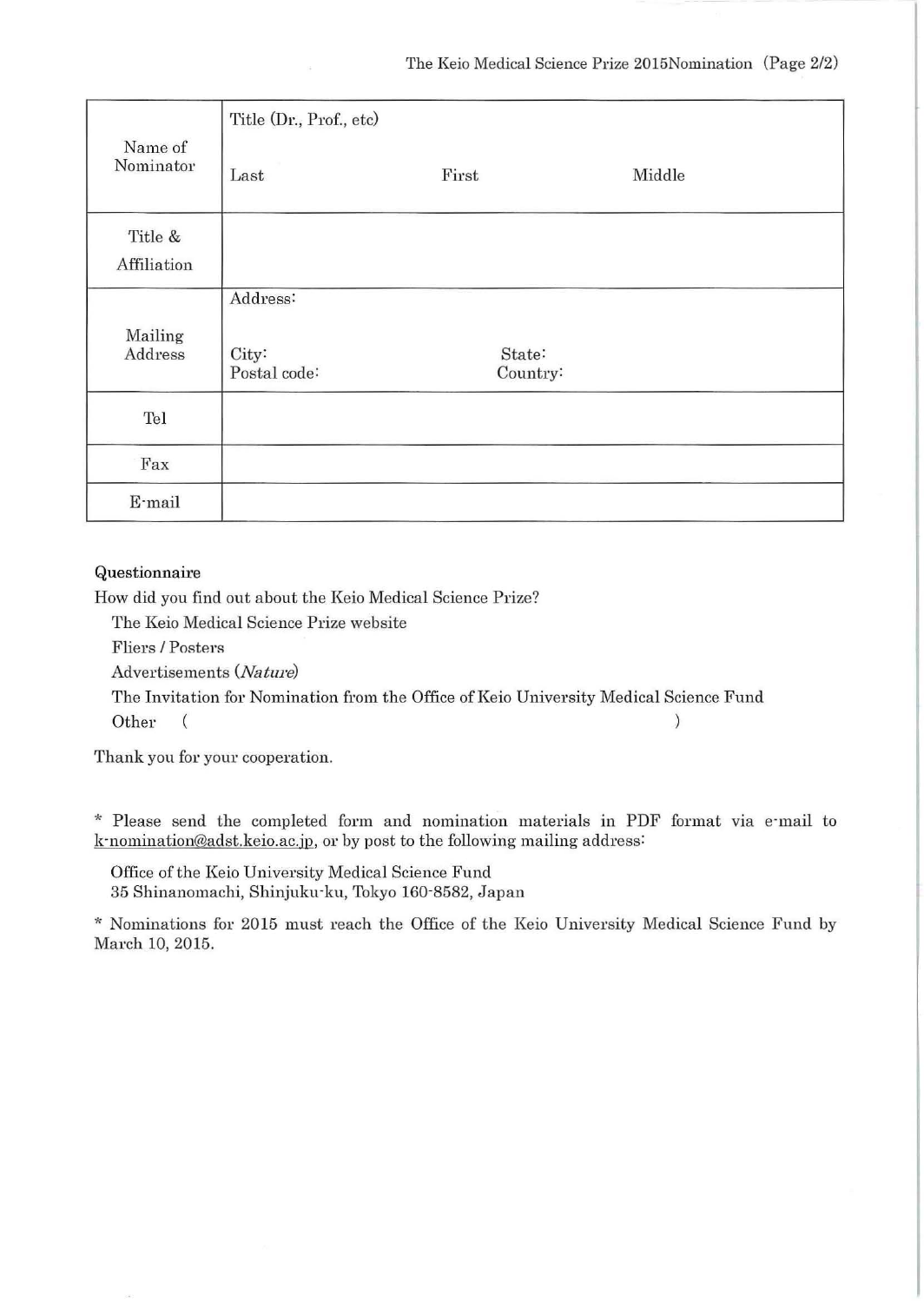| | |
|---|---|
| Name of Nominator | Title (Dr., Prof., etc)<br><br>Last First Middle |
| Title & Affiliation | |
| Mailing Address | Address:<br><br>City: State:<br>Postal code: Country: |
| Tel | |
| Fax | |
| E-mail | |

Questionnaire

How did you find out about the Keio Medical Science Prize?

The Keio Medical Science Prize website

Fliers / Posters

Advertisements (*Nature*)

The Invitation for Nomination from the Office of Keio University Medical Science Fund

Other ( )

Thank you for your cooperation.

* Please send the completed form and nomination materials in PDF format via e-mail to k-nomination@adst.keio.ac.jp, or by post to the following mailing address:

Office of the Keio University Medical Science Fund
35 Shinanomachi, Shinjuku-ku, Tokyo 160-8582, Japan

* Nominations for 2015 must reach the Office of the Keio University Medical Science Fund by March 10, 2015.